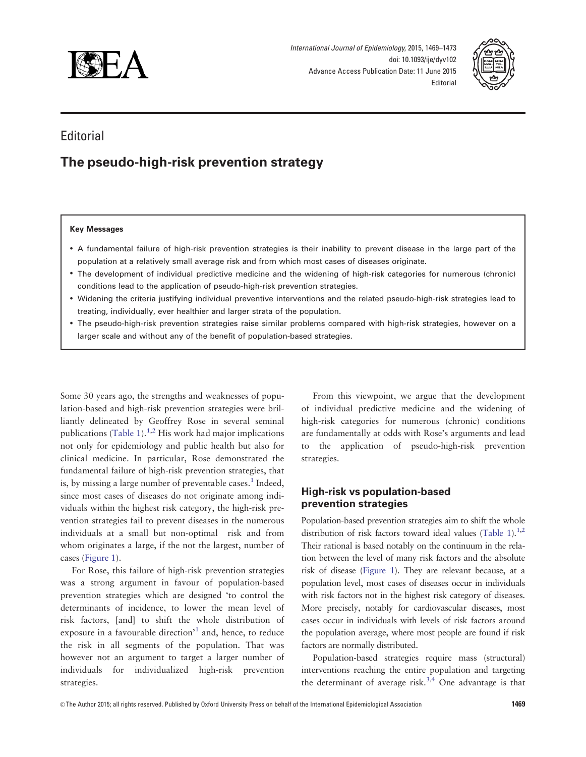# Editorial

## The pseudo-high-risk prevention strategy

**Key Messages**

- A fundamental failure of high-risk prevention strategies is their inability to prevent disease in the large part of the population at a relatively small average risk and from which most cases of diseases originate.
- The development of individual predictive medicine and the widening of high-risk categories for numerous (chronic) conditions lead to the application of pseudo-high-risk prevention strategies.
- Widening the criteria justifying individual preventive interventions and the related pseudo-high-risk strategies lead to treating, individually, ever healthier and larger strata of the population.
- The pseudo-high-risk prevention strategies raise similar problems compared with high-risk strategies, however on a larger scale and without any of the benefit of population-based strategies.

Some 30 years ago, the strengths and weaknesses of population-based and high-risk prevention strategies were brilliantly delineated by Geoffrey Rose in several seminal publications (Table 1).[1,2] His work had major implications not only for epidemiology and public health but also for clinical medicine. In particular, Rose demonstrated the fundamental failure of high-risk prevention strategies, that is, by missing a large number of preventable cases.[1] Indeed, since most cases of diseases do not originate among individuals within the highest risk category, the high-risk prevention strategies fail to prevent diseases in the numerous individuals at a small but non-optimal risk and from whom originates a large, if the not the largest, number of cases (Figure 1).

For Rose, this failure of high-risk prevention strategies was a strong argument in favour of population-based prevention strategies which are designed 'to control the determinants of incidence, to lower the mean level of risk factors, [and] to shift the whole distribution of exposure in a favourable direction'[1] and, hence, to reduce the risk in all segments of the population. That was however not an argument to target a larger number of individuals for individualized high-risk prevention strategies.

From this viewpoint, we argue that the development of individual predictive medicine and the widening of high-risk categories for numerous (chronic) conditions are fundamentally at odds with Rose's arguments and lead to the application of pseudo-high-risk prevention strategies.

### High-risk vs population-based prevention strategies

Population-based prevention strategies aim to shift the whole distribution of risk factors toward ideal values (Table 1).[1,2] Their rational is based notably on the continuum in the relation between the level of many risk factors and the absolute risk of disease (Figure 1). They are relevant because, at a population level, most cases of diseases occur in individuals with risk factors not in the highest risk category of diseases. More precisely, notably for cardiovascular diseases, most cases occur in individuals with levels of risk factors around the population average, where most people are found if risk factors are normally distributed.

Population-based strategies require mass (structural) interventions reaching the entire population and targeting the determinant of average risk.[3,4] One advantage is that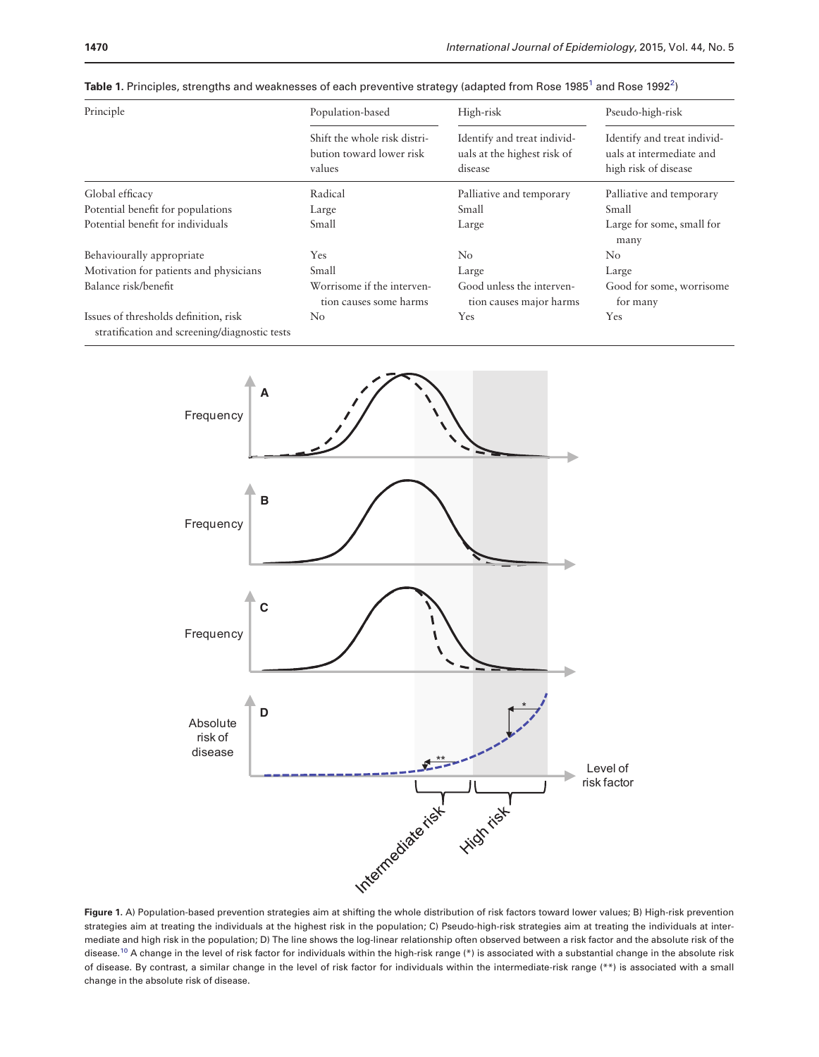**Table 1.** Principles, strengths and weaknesses of each preventive strategy (adapted from Rose 1985[1] and Rose 1992[2])

| Principle | Population-based | High-risk | Pseudo-high-risk |
|---|---|---|---|
| | Shift the whole risk distribution toward lower risk values | Identify and treat individuals at the highest risk of disease | Identify and treat individuals at intermediate and high risk of disease |
| Global efficacy | Radical | Palliative and temporary | Palliative and temporary |
| Potential benefit for populations | Large | Small | Small |
| Potential benefit for individuals | Small | Large | Large for some, small for many |
| Behaviourally appropriate | Yes | No | No |
| Motivation for patients and physicians | Small | Large | Large |
| Balance risk/benefit | Worrisome if the intervention causes some harms | Good unless the intervention causes major harms | Good for some, worrisome for many |
| Issues of thresholds definition, risk stratification and screening/diagnostic tests | No | Yes | Yes |

A

Frequency

B

Frequency

C

Frequency

D

Absolute risk of disease

*

**

Level of risk factor

Intermediate risk

High risk

**Figure 1.** A) Population-based prevention strategies aim at shifting the whole distribution of risk factors toward lower values; B) High-risk prevention strategies aim at treating the individuals at the highest risk in the population; C) Pseudo-high-risk strategies aim at treating the individuals at intermediate and high risk in the population; D) The line shows the log-linear relationship often observed between a risk factor and the absolute risk of the disease.[10] A change in the level of risk factor for individuals within the high-risk range (*) is associated with a substantial change in the absolute risk of disease. By contrast, a similar change in the level of risk factor for individuals within the intermediate-risk range (**) is associated with a small change in the absolute risk of disease.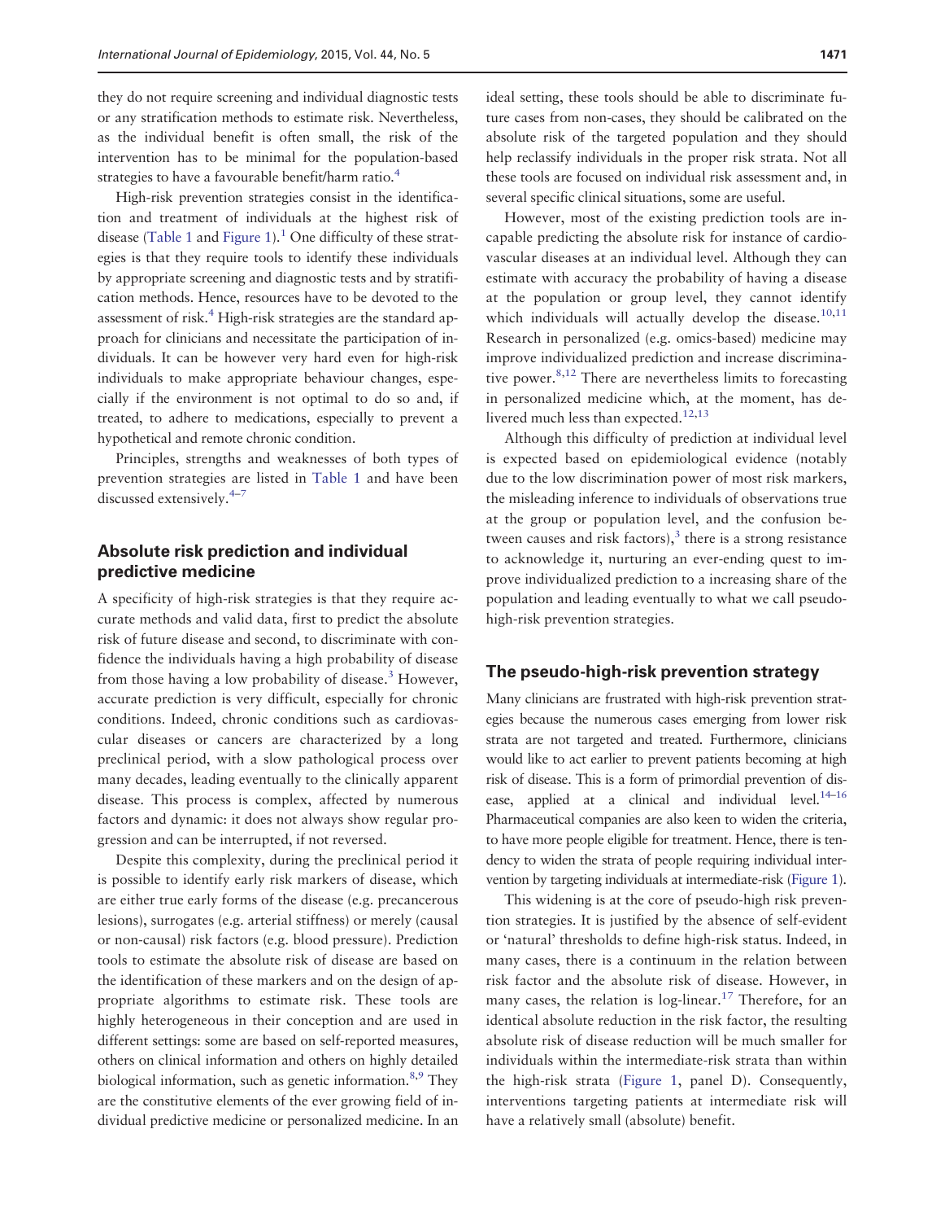they do not require screening and individual diagnostic tests or any stratification methods to estimate risk. Nevertheless, as the individual benefit is often small, the risk of the intervention has to be minimal for the population-based strategies to have a favourable benefit/harm ratio.[4]

High-risk prevention strategies consist in the identification and treatment of individuals at the highest risk of disease (Table 1 and Figure 1).[1] One difficulty of these strategies is that they require tools to identify these individuals by appropriate screening and diagnostic tests and by stratification methods. Hence, resources have to be devoted to the assessment of risk.[4] High-risk strategies are the standard approach for clinicians and necessitate the participation of individuals. It can be however very hard even for high-risk individuals to make appropriate behaviour changes, especially if the environment is not optimal to do so and, if treated, to adhere to medications, especially to prevent a hypothetical and remote chronic condition.

Principles, strengths and weaknesses of both types of prevention strategies are listed in Table 1 and have been discussed extensively.[4–7]

## Absolute risk prediction and individual predictive medicine

A specificity of high-risk strategies is that they require accurate methods and valid data, first to predict the absolute risk of future disease and second, to discriminate with confidence the individuals having a high probability of disease from those having a low probability of disease.[3] However, accurate prediction is very difficult, especially for chronic conditions. Indeed, chronic conditions such as cardiovascular diseases or cancers are characterized by a long preclinical period, with a slow pathological process over many decades, leading eventually to the clinically apparent disease. This process is complex, affected by numerous factors and dynamic: it does not always show regular progression and can be interrupted, if not reversed.

Despite this complexity, during the preclinical period it is possible to identify early risk markers of disease, which are either true early forms of the disease (e.g. precancerous lesions), surrogates (e.g. arterial stiffness) or merely (causal or non-causal) risk factors (e.g. blood pressure). Prediction tools to estimate the absolute risk of disease are based on the identification of these markers and on the design of appropriate algorithms to estimate risk. These tools are highly heterogeneous in their conception and are used in different settings: some are based on self-reported measures, others on clinical information and others on highly detailed biological information, such as genetic information.[8,9] They are the constitutive elements of the ever growing field of individual predictive medicine or personalized medicine. In an ideal setting, these tools should be able to discriminate future cases from non-cases, they should be calibrated on the absolute risk of the targeted population and they should help reclassify individuals in the proper risk strata. Not all these tools are focused on individual risk assessment and, in several specific clinical situations, some are useful.

However, most of the existing prediction tools are incapable predicting the absolute risk for instance of cardiovascular diseases at an individual level. Although they can estimate with accuracy the probability of having a disease at the population or group level, they cannot identify which individuals will actually develop the disease.[10,11] Research in personalized (e.g. omics-based) medicine may improve individualized prediction and increase discriminative power.[8,12] There are nevertheless limits to forecasting in personalized medicine which, at the moment, has delivered much less than expected.[12,13]

Although this difficulty of prediction at individual level is expected based on epidemiological evidence (notably due to the low discrimination power of most risk markers, the misleading inference to individuals of observations true at the group or population level, and the confusion between causes and risk factors),[3] there is a strong resistance to acknowledge it, nurturing an ever-ending quest to improve individualized prediction to a increasing share of the population and leading eventually to what we call pseudo-high-risk prevention strategies.

## The pseudo-high-risk prevention strategy

Many clinicians are frustrated with high-risk prevention strategies because the numerous cases emerging from lower risk strata are not targeted and treated. Furthermore, clinicians would like to act earlier to prevent patients becoming at high risk of disease. This is a form of primordial prevention of disease, applied at a clinical and individual level.[14–16] Pharmaceutical companies are also keen to widen the criteria, to have more people eligible for treatment. Hence, there is tendency to widen the strata of people requiring individual intervention by targeting individuals at intermediate-risk (Figure 1).

This widening is at the core of pseudo-high risk prevention strategies. It is justified by the absence of self-evident or 'natural' thresholds to define high-risk status. Indeed, in many cases, there is a continuum in the relation between risk factor and the absolute risk of disease. However, in many cases, the relation is log-linear.[17] Therefore, for an identical absolute reduction in the risk factor, the resulting absolute risk of disease reduction will be much smaller for individuals within the intermediate-risk strata than within the high-risk strata (Figure 1, panel D). Consequently, interventions targeting patients at intermediate risk will have a relatively small (absolute) benefit.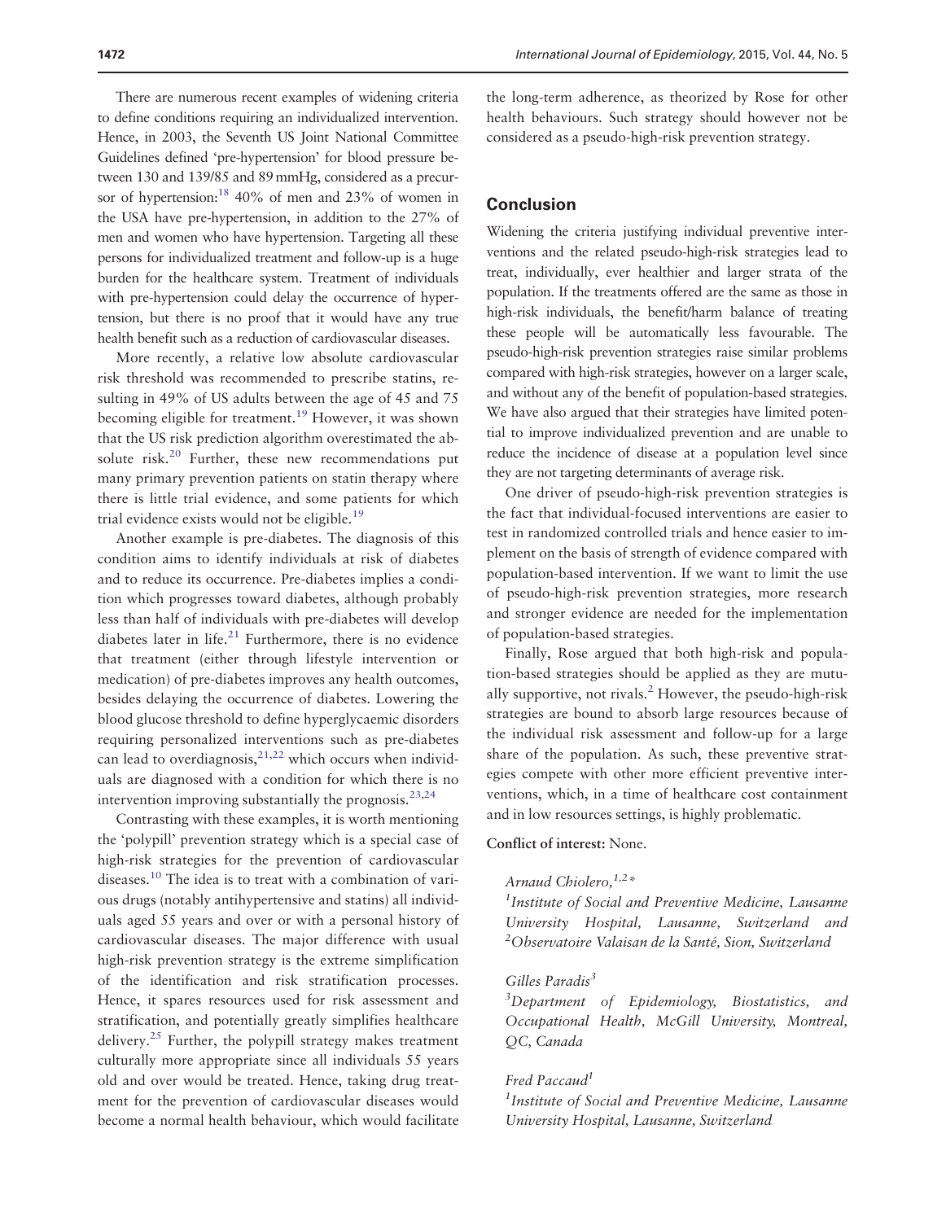There are numerous recent examples of widening criteria to define conditions requiring an individualized intervention. Hence, in 2003, the Seventh US Joint National Committee Guidelines defined 'pre-hypertension' for blood pressure between 130 and 139/85 and 89 mmHg, considered as a precursor of hypertension:[18] 40% of men and 23% of women in the USA have pre-hypertension, in addition to the 27% of men and women who have hypertension. Targeting all these persons for individualized treatment and follow-up is a huge burden for the healthcare system. Treatment of individuals with pre-hypertension could delay the occurrence of hypertension, but there is no proof that it would have any true health benefit such as a reduction of cardiovascular diseases.

More recently, a relative low absolute cardiovascular risk threshold was recommended to prescribe statins, resulting in 49% of US adults between the age of 45 and 75 becoming eligible for treatment.[19] However, it was shown that the US risk prediction algorithm overestimated the absolute risk.[20] Further, these new recommendations put many primary prevention patients on statin therapy where there is little trial evidence, and some patients for which trial evidence exists would not be eligible.[19]

Another example is pre-diabetes. The diagnosis of this condition aims to identify individuals at risk of diabetes and to reduce its occurrence. Pre-diabetes implies a condition which progresses toward diabetes, although probably less than half of individuals with pre-diabetes will develop diabetes later in life.[21] Furthermore, there is no evidence that treatment (either through lifestyle intervention or medication) of pre-diabetes improves any health outcomes, besides delaying the occurrence of diabetes. Lowering the blood glucose threshold to define hyperglycaemic disorders requiring personalized interventions such as pre-diabetes can lead to overdiagnosis,[21,22] which occurs when individuals are diagnosed with a condition for which there is no intervention improving substantially the prognosis.[23,24]

Contrasting with these examples, it is worth mentioning the 'polypill' prevention strategy which is a special case of high-risk strategies for the prevention of cardiovascular diseases.[10] The idea is to treat with a combination of various drugs (notably antihypertensive and statins) all individuals aged 55 years and over or with a personal history of cardiovascular diseases. The major difference with usual high-risk prevention strategy is the extreme simplification of the identification and risk stratification processes. Hence, it spares resources used for risk assessment and stratification, and potentially greatly simplifies healthcare delivery.[25] Further, the polypill strategy makes treatment culturally more appropriate since all individuals 55 years old and over would be treated. Hence, taking drug treatment for the prevention of cardiovascular diseases would become a normal health behaviour, which would facilitate the long-term adherence, as theorized by Rose for other health behaviours. Such strategy should however not be considered as a pseudo-high-risk prevention strategy.

## Conclusion

Widening the criteria justifying individual preventive interventions and the related pseudo-high-risk strategies lead to treat, individually, ever healthier and larger strata of the population. If the treatments offered are the same as those in high-risk individuals, the benefit/harm balance of treating these people will be automatically less favourable. The pseudo-high-risk prevention strategies raise similar problems compared with high-risk strategies, however on a larger scale, and without any of the benefit of population-based strategies. We have also argued that their strategies have limited potential to improve individualized prevention and are unable to reduce the incidence of disease at a population level since they are not targeting determinants of average risk.

One driver of pseudo-high-risk prevention strategies is the fact that individual-focused interventions are easier to test in randomized controlled trials and hence easier to implement on the basis of strength of evidence compared with population-based intervention. If we want to limit the use of pseudo-high-risk prevention strategies, more research and stronger evidence are needed for the implementation of population-based strategies.

Finally, Rose argued that both high-risk and population-based strategies should be applied as they are mutually supportive, not rivals.[2] However, the pseudo-high-risk strategies are bound to absorb large resources because of the individual risk assessment and follow-up for a large share of the population. As such, these preventive strategies compete with other more efficient preventive interventions, which, in a time of healthcare cost containment and in low resources settings, is highly problematic.

**Conflict of interest:** None.

*Arnaud Chiolero,*[1,2]*

[1]*Institute of Social and Preventive Medicine, Lausanne University Hospital, Lausanne, Switzerland and* [2]*Observatoire Valaisan de la Santé, Sion, Switzerland*

*Gilles Paradis*[3]

[3]*Department of Epidemiology, Biostatistics, and Occupational Health, McGill University, Montreal, QC, Canada*

*Fred Paccaud*[1]

[1]*Institute of Social and Preventive Medicine, Lausanne University Hospital, Lausanne, Switzerland*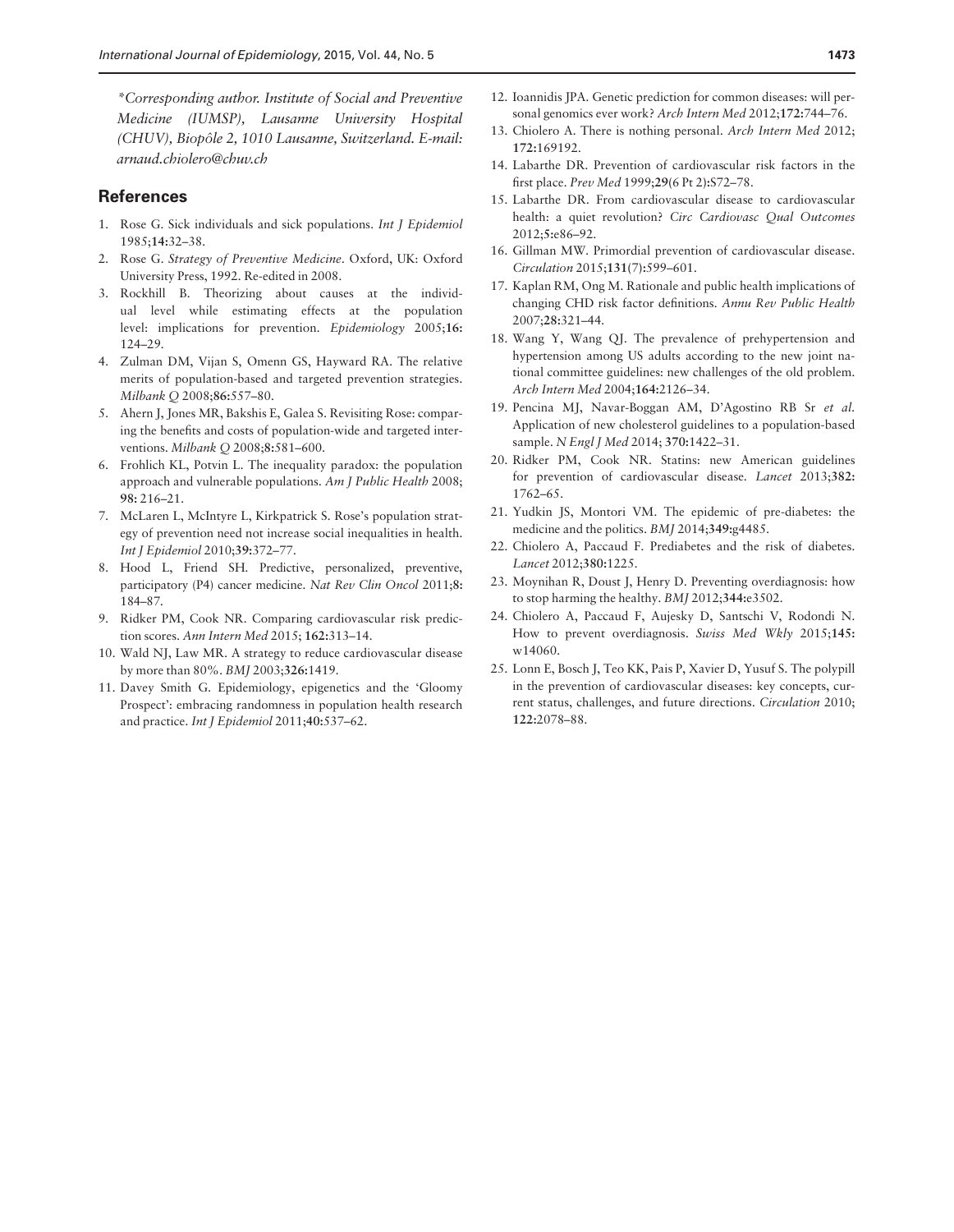*Corresponding author. Institute of Social and Preventive Medicine (IUMSP), Lausanne University Hospital (CHUV), Biopôle 2, 1010 Lausanne, Switzerland. E-mail: arnaud.chiolero@chuv.ch*

## References

1. Rose G. Sick individuals and sick populations. *Int J Epidemiol* 1985;**14:**32–38.
2. Rose G. *Strategy of Preventive Medicine*. Oxford, UK: Oxford University Press, 1992. Re-edited in 2008.
3. Rockhill B. Theorizing about causes at the individual level while estimating effects at the population level: implications for prevention. *Epidemiology* 2005;**16:** 124–29.
4. Zulman DM, Vijan S, Omenn GS, Hayward RA. The relative merits of population-based and targeted prevention strategies. *Milbank Q* 2008;**86:**557–80.
5. Ahern J, Jones MR, Bakshis E, Galea S. Revisiting Rose: comparing the benefits and costs of population-wide and targeted interventions. *Milbank Q* 2008;**8:**581–600.
6. Frohlich KL, Potvin L. The inequality paradox: the population approach and vulnerable populations. *Am J Public Health* 2008; **98:** 216–21.
7. McLaren L, McIntyre L, Kirkpatrick S. Rose's population strategy of prevention need not increase social inequalities in health. *Int J Epidemiol* 2010;**39:**372–77.
8. Hood L, Friend SH. Predictive, personalized, preventive, participatory (P4) cancer medicine. *Nat Rev Clin Oncol* 2011;**8:** 184–87.
9. Ridker PM, Cook NR. Comparing cardiovascular risk prediction scores. *Ann Intern Med* 2015; **162:**313–14.
10. Wald NJ, Law MR. A strategy to reduce cardiovascular disease by more than 80%. *BMJ* 2003;**326:**1419.
11. Davey Smith G. Epidemiology, epigenetics and the 'Gloomy Prospect': embracing randomness in population health research and practice. *Int J Epidemiol* 2011;**40:**537–62.
12. Ioannidis JPA. Genetic prediction for common diseases: will personal genomics ever work? *Arch Intern Med* 2012;**172:**744–76.
13. Chiolero A. There is nothing personal. *Arch Intern Med* 2012; **172:**169192.
14. Labarthe DR. Prevention of cardiovascular risk factors in the first place. *Prev Med* 1999;**29**(6 Pt 2)**:**S72–78.
15. Labarthe DR. From cardiovascular disease to cardiovascular health: a quiet revolution? *Circ Cardiovasc Qual Outcomes* 2012;**5:**e86–92.
16. Gillman MW. Primordial prevention of cardiovascular disease. *Circulation* 2015;**131**(7)**:**599–601.
17. Kaplan RM, Ong M. Rationale and public health implications of changing CHD risk factor definitions. *Annu Rev Public Health* 2007;**28:**321–44.
18. Wang Y, Wang QJ. The prevalence of prehypertension and hypertension among US adults according to the new joint national committee guidelines: new challenges of the old problem. *Arch Intern Med* 2004;**164:**2126–34.
19. Pencina MJ, Navar-Boggan AM, D'Agostino RB Sr *et al*. Application of new cholesterol guidelines to a population-based sample. *N Engl J Med* 2014; **370:**1422–31.
20. Ridker PM, Cook NR. Statins: new American guidelines for prevention of cardiovascular disease. *Lancet* 2013;**382:** 1762–65.
21. Yudkin JS, Montori VM. The epidemic of pre-diabetes: the medicine and the politics. *BMJ* 2014;**349:**g4485.
22. Chiolero A, Paccaud F. Prediabetes and the risk of diabetes. *Lancet* 2012;**380:**1225.
23. Moynihan R, Doust J, Henry D. Preventing overdiagnosis: how to stop harming the healthy. *BMJ* 2012;**344:**e3502.
24. Chiolero A, Paccaud F, Aujesky D, Santschi V, Rodondi N. How to prevent overdiagnosis. *Swiss Med Wkly* 2015;**145:** w14060.
25. Lonn E, Bosch J, Teo KK, Pais P, Xavier D, Yusuf S. The polypill in the prevention of cardiovascular diseases: key concepts, current status, challenges, and future directions. *Circulation* 2010; **122:**2078–88.